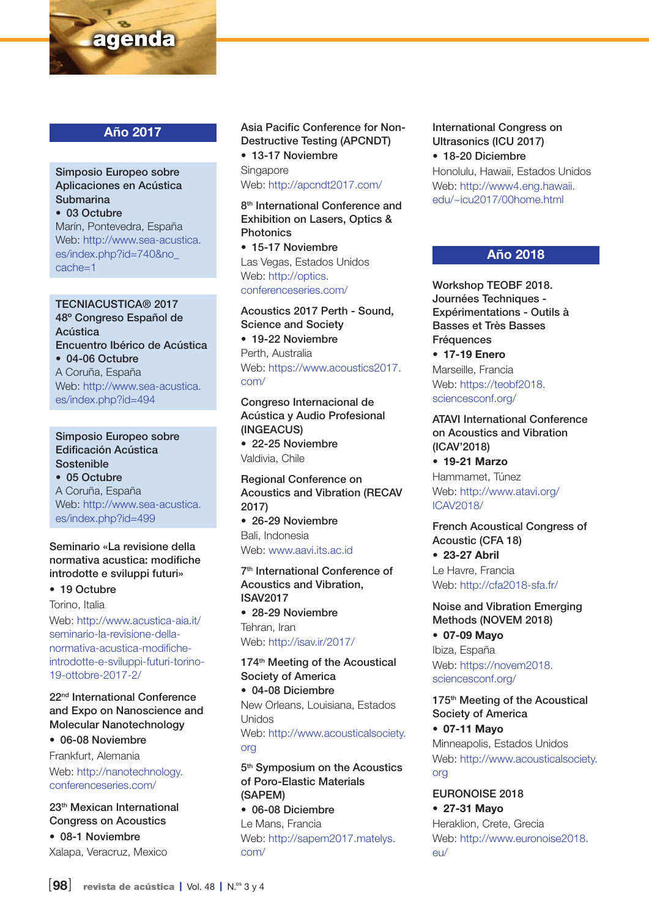# agenda

## Año 2017

**Simposio Europeo sobre Aplicaciones en Acústica Submarina**
- 03 Octubre

Marín, Pontevedra, España
Web: http://www.sea-acustica.es/index.php?id=740&no_cache=1

**TECNIACUSTICA® 2017 48º Congreso Español de Acústica Encuentro Ibérico de Acústica**
- 04-06 Octubre

A Coruña, España
Web: http://www.sea-acustica.es/index.php?id=494

**Simposio Europeo sobre Edificación Acústica Sostenible**
- 05 Octubre

A Coruña, España
Web: http://www.sea-acustica.es/index.php?id=499

**Seminario «La revisione della normativa acustica: modifiche introdotte e sviluppi futuri»**
- 19 Octubre

Torino, Italia
Web: http://www.acustica-aia.it/seminario-la-revisione-della-normativa-acustica-modifiche-introdotte-e-sviluppi-futuri-torino-19-ottobre-2017-2/

**22nd International Conference and Expo on Nanoscience and Molecular Nanotechnology**
- 06-08 Noviembre

Frankfurt, Alemania
Web: http://nanotechnology.conferenceseries.com/

**23th Mexican International Congress on Acoustics**
- 08-1 Noviembre

Xalapa, Veracruz, Mexico

**Asia Pacific Conference for Non-Destructive Testing (APCNDT)**
- 13-17 Noviembre

Singapore
Web: http://apcndt2017.com/

**8th International Conference and Exhibition on Lasers, Optics & Photonics**
- 15-17 Noviembre

Las Vegas, Estados Unidos
Web: http://optics.conferenceseries.com/

**Acoustics 2017 Perth - Sound, Science and Society**
- 19-22 Noviembre

Perth, Australia
Web: https://www.acoustics2017.com/

**Congreso Internacional de Acústica y Audio Profesional (INGEACUS)**
- 22-25 Noviembre

Valdivia, Chile

**Regional Conference on Acoustics and Vibration (RECAV 2017)**
- 26-29 Noviembre

Bali, Indonesia
Web: www.aavi.its.ac.id

**7th International Conference of Acoustics and Vibration, ISAV2017**
- 28-29 Noviembre

Tehran, Iran
Web: http://isav.ir/2017/

**174th Meeting of the Acoustical Society of America**
- 04-08 Diciembre

New Orleans, Louisiana, Estados Unidos
Web: http://www.acousticalsociety.org

**5th Symposium on the Acoustics of Poro-Elastic Materials (SAPEM)**
- 06-08 Diciembre

Le Mans, Francia
Web: http://sapem2017.matelys.com/

**International Congress on Ultrasonics (ICU 2017)**
- 18-20 Diciembre

Honolulu, Hawaii, Estados Unidos
Web: http://www4.eng.hawaii.edu/~icu2017/00home.html

## Año 2018

**Workshop TEOBF 2018. Journées Techniques - Expérimentations - Outils à Basses et Très Basses Fréquences**
- **17-19 Enero**

Marseille, Francia
Web: https://teobf2018.sciencesconf.org/

**ATAVI International Conference on Acoustics and Vibration (ICAV'2018)**
- **19-21 Marzo**

Hammamet, Túnez
Web: http://www.atavi.org/ICAV2018/

**French Acoustical Congress of Acoustic (CFA 18)**
- **23-27 Abril**

Le Havre, Francia
Web: http://cfa2018-sfa.fr/

**Noise and Vibration Emerging Methods (NOVEM 2018)**
- **07-09 Mayo**

Ibiza, España
Web: https://novem2018.sciencesconf.org/

**175th Meeting of the Acoustical Society of America**
- **07-11 Mayo**

Minneapolis, Estados Unidos
Web: http://www.acousticalsociety.org

**EURONOISE 2018**
- **27-31 Mayo**

Heraklion, Crete, Grecia
Web: http://www.euronoise2018.eu/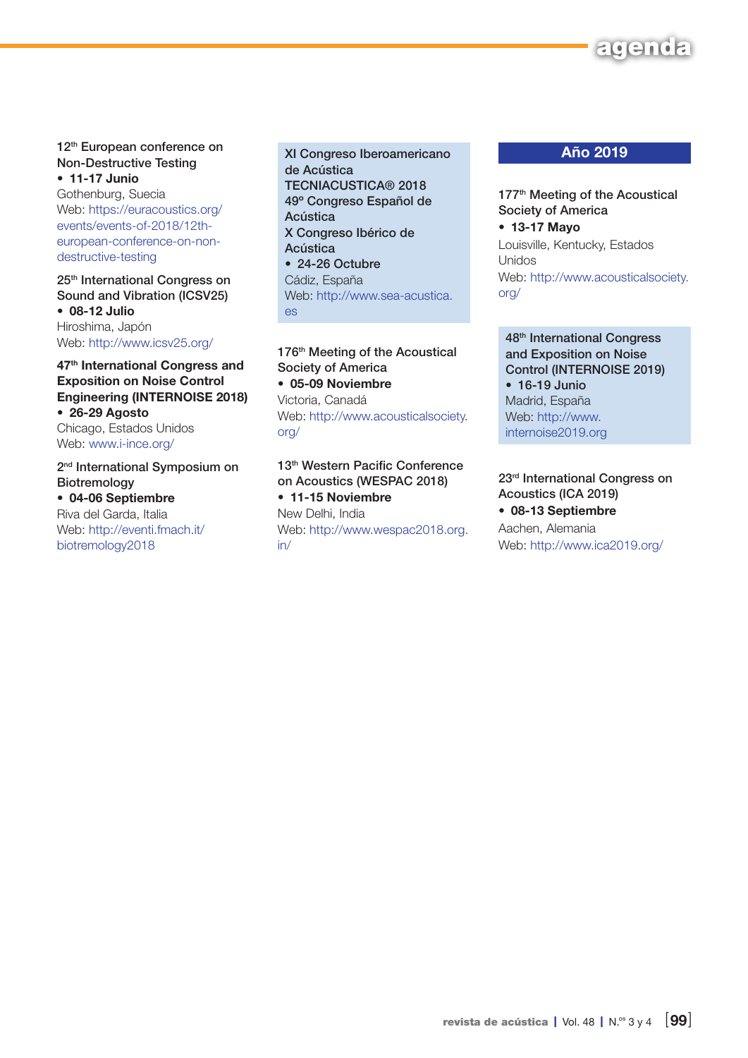# agenda

12th European conference on Non-Destructive Testing
- **11-17 Junio**

Gothenburg, Suecia
Web: https://euracoustics.org/events/events-of-2018/12th-european-conference-on-non-destructive-testing

25th International Congress on Sound and Vibration (ICSV25)
- **08-12 Julio**

Hiroshima, Japón
Web: http://www.icsv25.org/

**47th International Congress and Exposition on Noise Control Engineering (INTERNOISE 2018)**
- **26-29 Agosto**

Chicago, Estados Unidos
Web: www.i-ince.org/

2nd International Symposium on Biotremology
- **04-06 Septiembre**

Riva del Garda, Italia
Web: http://eventi.fmach.it/biotremology2018

XI Congreso Iberoamericano de Acústica
TECNIACUSTICA® 2018
49º Congreso Español de Acústica
X Congreso Ibérico de Acústica
- **24-26 Octubre**

Cádiz, España
Web: http://www.sea-acustica.es

176th Meeting of the Acoustical Society of America
- **05-09 Noviembre**

Victoria, Canadá
Web: http://www.acousticalsociety.org/

13th Western Pacific Conference on Acoustics (WESPAC 2018)
- **11-15 Noviembre**

New Delhi, India
Web: http://www.wespac2018.org.in/

## Año 2019

177th Meeting of the Acoustical Society of America
- **13-17 Mayo**

Louisville, Kentucky, Estados Unidos
Web: http://www.acousticalsociety.org/

48th International Congress and Exposition on Noise Control (INTERNOISE 2019)
- **16-19 Junio**

Madrid, España
Web: http://www.internoise2019.org

23rd International Congress on Acoustics (ICA 2019)
- **08-13 Septiembre**

Aachen, Alemania
Web: http://www.ica2019.org/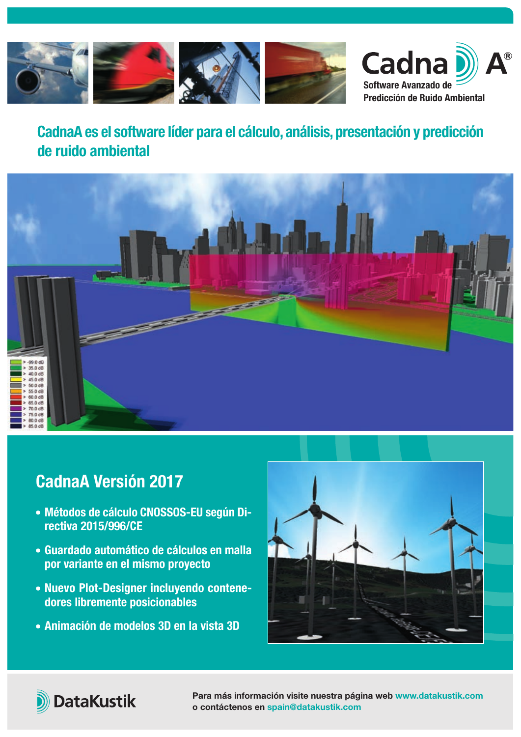Cadna A®

Software Avanzado de Predicción de Ruido Ambiental

## CadnaA es el software líder para el cálculo, análisis, presentación y predicción de ruido ambiental

> -99.0 dB
> 35.0 dB
> 40.0 dB
> 45.0 dB
> 50.0 dB
> 55.0 dB
> 60.0 dB
> 65.0 dB
> 70.0 dB
> 75.0 dB
> 80.0 dB
> 85.0 dB

## CadnaA Versión 2017

- Métodos de cálculo CNOSSOS-EU según Directiva 2015/996/CE
- Guardado automático de cálculos en malla por variante en el mismo proyecto
- Nuevo Plot-Designer incluyendo contenedores libremente posicionables
- Animación de modelos 3D en la vista 3D

DataKustik

Para más información visite nuestra página web www.datakustik.com
o contáctenos en spain@datakustik.com